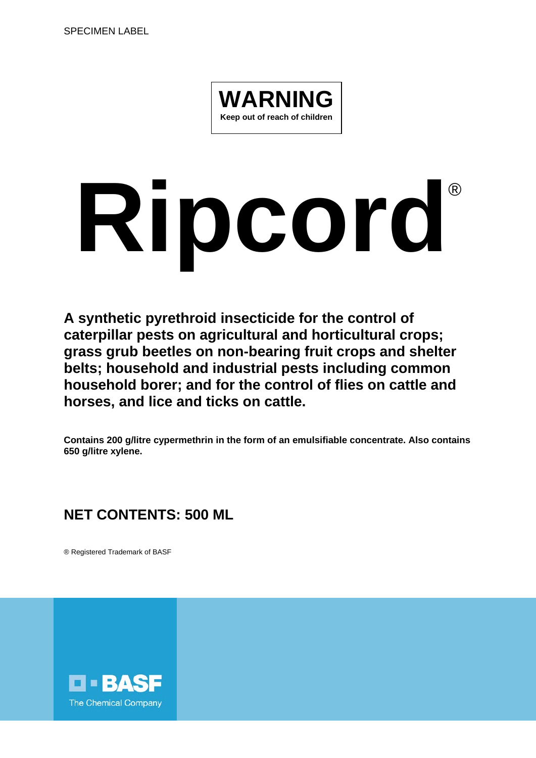SPECIMEN LABEL

**WARNING**
**Keep out of reach of children**

# Ripcord®

**A synthetic pyrethroid insecticide for the control of caterpillar pests on agricultural and horticultural crops; grass grub beetles on non-bearing fruit crops and shelter belts; household and industrial pests including common household borer; and for the control of flies on cattle and horses, and lice and ticks on cattle.**

**Contains 200 g/litre cypermethrin in the form of an emulsifiable concentrate. Also contains 650 g/litre xylene.**

## NET CONTENTS: 500 ML

® Registered Trademark of BASF

BASF
The Chemical Company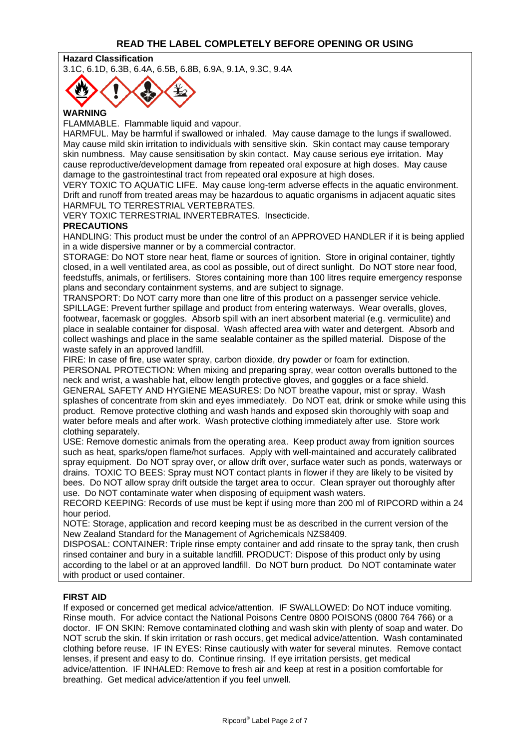## READ THE LABEL COMPLETELY BEFORE OPENING OR USING

**Hazard Classification**

3.1C, 6.1D, 6.3B, 6.4A, 6.5B, 6.8B, 6.9A, 9.1A, 9.3C, 9.4A

**WARNING**

FLAMMABLE. Flammable liquid and vapour.

HARMFUL. May be harmful if swallowed or inhaled. May cause damage to the lungs if swallowed. May cause mild skin irritation to individuals with sensitive skin. Skin contact may cause temporary skin numbness. May cause sensitisation by skin contact. May cause serious eye irritation. May cause reproductive/development damage from repeated oral exposure at high doses. May cause damage to the gastrointestinal tract from repeated oral exposure at high doses.

VERY TOXIC TO AQUATIC LIFE. May cause long-term adverse effects in the aquatic environment. Drift and runoff from treated areas may be hazardous to aquatic organisms in adjacent aquatic sites HARMFUL TO TERRESTRIAL VERTEBRATES.

VERY TOXIC TERRESTRIAL INVERTEBRATES. Insecticide.

**PRECAUTIONS**

HANDLING: This product must be under the control of an APPROVED HANDLER if it is being applied in a wide dispersive manner or by a commercial contractor.

STORAGE: Do NOT store near heat, flame or sources of ignition. Store in original container, tightly closed, in a well ventilated area, as cool as possible, out of direct sunlight. Do NOT store near food, feedstuffs, animals, or fertilisers. Stores containing more than 100 litres require emergency response plans and secondary containment systems, and are subject to signage.

TRANSPORT: Do NOT carry more than one litre of this product on a passenger service vehicle.

SPILLAGE: Prevent further spillage and product from entering waterways. Wear overalls, gloves, footwear, facemask or goggles. Absorb spill with an inert absorbent material (e.g. vermiculite) and place in sealable container for disposal. Wash affected area with water and detergent. Absorb and collect washings and place in the same sealable container as the spilled material. Dispose of the waste safely in an approved landfill.

FIRE: In case of fire, use water spray, carbon dioxide, dry powder or foam for extinction.

PERSONAL PROTECTION: When mixing and preparing spray, wear cotton overalls buttoned to the neck and wrist, a washable hat, elbow length protective gloves, and goggles or a face shield.

GENERAL SAFETY AND HYGIENE MEASURES: Do NOT breathe vapour, mist or spray. Wash splashes of concentrate from skin and eyes immediately. Do NOT eat, drink or smoke while using this product. Remove protective clothing and wash hands and exposed skin thoroughly with soap and water before meals and after work. Wash protective clothing immediately after use. Store work clothing separately.

USE: Remove domestic animals from the operating area. Keep product away from ignition sources such as heat, sparks/open flame/hot surfaces. Apply with well-maintained and accurately calibrated spray equipment. Do NOT spray over, or allow drift over, surface water such as ponds, waterways or drains. TOXIC TO BEES: Spray must NOT contact plants in flower if they are likely to be visited by bees. Do NOT allow spray drift outside the target area to occur. Clean sprayer out thoroughly after use. Do NOT contaminate water when disposing of equipment wash waters.

RECORD KEEPING: Records of use must be kept if using more than 200 ml of RIPCORD within a 24 hour period.

NOTE: Storage, application and record keeping must be as described in the current version of the New Zealand Standard for the Management of Agrichemicals NZS8409.

DISPOSAL: CONTAINER: Triple rinse empty container and add rinsate to the spray tank, then crush rinsed container and bury in a suitable landfill. PRODUCT: Dispose of this product only by using according to the label or at an approved landfill. Do NOT burn product. Do NOT contaminate water with product or used container.

**FIRST AID**

If exposed or concerned get medical advice/attention. IF SWALLOWED: Do NOT induce vomiting. Rinse mouth. For advice contact the National Poisons Centre 0800 POISONS (0800 764 766) or a doctor. IF ON SKIN: Remove contaminated clothing and wash skin with plenty of soap and water. Do NOT scrub the skin. If skin irritation or rash occurs, get medical advice/attention. Wash contaminated clothing before reuse. IF IN EYES: Rinse cautiously with water for several minutes. Remove contact lenses, if present and easy to do. Continue rinsing. If eye irritation persists, get medical advice/attention. IF INHALED: Remove to fresh air and keep at rest in a position comfortable for breathing. Get medical advice/attention if you feel unwell.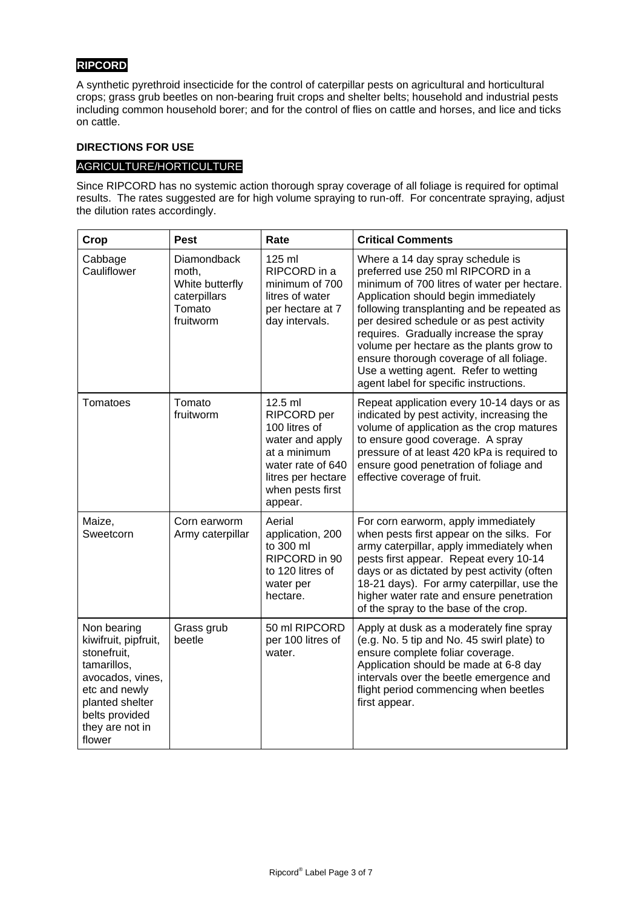## RIPCORD

A synthetic pyrethroid insecticide for the control of caterpillar pests on agricultural and horticultural crops; grass grub beetles on non-bearing fruit crops and shelter belts; household and industrial pests including common household borer; and for the control of flies on cattle and horses, and lice and ticks on cattle.

### DIRECTIONS FOR USE

### AGRICULTURE/HORTICULTURE

Since RIPCORD has no systemic action thorough spray coverage of all foliage is required for optimal results. The rates suggested are for high volume spraying to run-off. For concentrate spraying, adjust the dilution rates accordingly.

| Crop | Pest | Rate | Critical Comments |
|---|---|---|---|
| Cabbage Cauliflower | Diamondback moth, White butterfly caterpillars Tomato fruitworm | 125 ml RIPCORD in a minimum of 700 litres of water per hectare at 7 day intervals. | Where a 14 day spray schedule is preferred use 250 ml RIPCORD in a minimum of 700 litres of water per hectare. Application should begin immediately following transplanting and be repeated as per desired schedule or as pest activity requires. Gradually increase the spray volume per hectare as the plants grow to ensure thorough coverage of all foliage. Use a wetting agent. Refer to wetting agent label for specific instructions. |
| Tomatoes | Tomato fruitworm | 12.5 ml RIPCORD per 100 litres of water and apply at a minimum water rate of 640 litres per hectare when pests first appear. | Repeat application every 10-14 days or as indicated by pest activity, increasing the volume of application as the crop matures to ensure good coverage. A spray pressure of at least 420 kPa is required to ensure good penetration of foliage and effective coverage of fruit. |
| Maize, Sweetcorn | Corn earworm Army caterpillar | Aerial application, 200 to 300 ml RIPCORD in 90 to 120 litres of water per hectare. | For corn earworm, apply immediately when pests first appear on the silks. For army caterpillar, apply immediately when pests first appear. Repeat every 10-14 days or as dictated by pest activity (often 18-21 days). For army caterpillar, use the higher water rate and ensure penetration of the spray to the base of the crop. |
| Non bearing kiwifruit, pipfruit, stonefruit, tamarillos, avocados, vines, etc and newly planted shelter belts provided they are not in flower | Grass grub beetle | 50 ml RIPCORD per 100 litres of water. | Apply at dusk as a moderately fine spray (e.g. No. 5 tip and No. 45 swirl plate) to ensure complete foliar coverage. Application should be made at 6-8 day intervals over the beetle emergence and flight period commencing when beetles first appear. |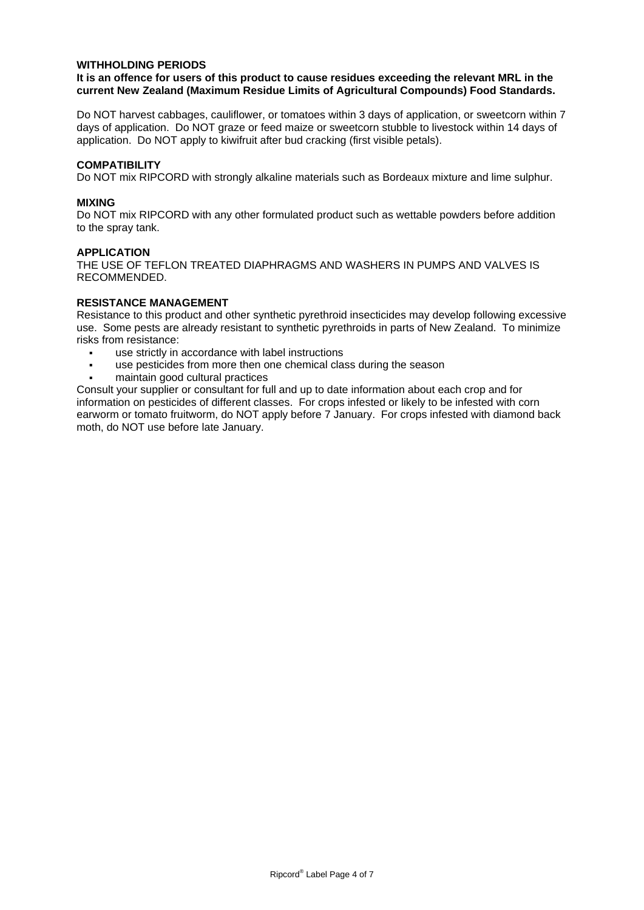## WITHHOLDING PERIODS

**It is an offence for users of this product to cause residues exceeding the relevant MRL in the current New Zealand (Maximum Residue Limits of Agricultural Compounds) Food Standards.**

Do NOT harvest cabbages, cauliflower, or tomatoes within 3 days of application, or sweetcorn within 7 days of application. Do NOT graze or feed maize or sweetcorn stubble to livestock within 14 days of application. Do NOT apply to kiwifruit after bud cracking (first visible petals).

## COMPATIBILITY

Do NOT mix RIPCORD with strongly alkaline materials such as Bordeaux mixture and lime sulphur.

## MIXING

Do NOT mix RIPCORD with any other formulated product such as wettable powders before addition to the spray tank.

## APPLICATION

THE USE OF TEFLON TREATED DIAPHRAGMS AND WASHERS IN PUMPS AND VALVES IS RECOMMENDED.

## RESISTANCE MANAGEMENT

Resistance to this product and other synthetic pyrethroid insecticides may develop following excessive use. Some pests are already resistant to synthetic pyrethroids in parts of New Zealand. To minimize risks from resistance:

- use strictly in accordance with label instructions
- use pesticides from more then one chemical class during the season
- maintain good cultural practices

Consult your supplier or consultant for full and up to date information about each crop and for information on pesticides of different classes. For crops infested or likely to be infested with corn earworm or tomato fruitworm, do NOT apply before 7 January. For crops infested with diamond back moth, do NOT use before late January.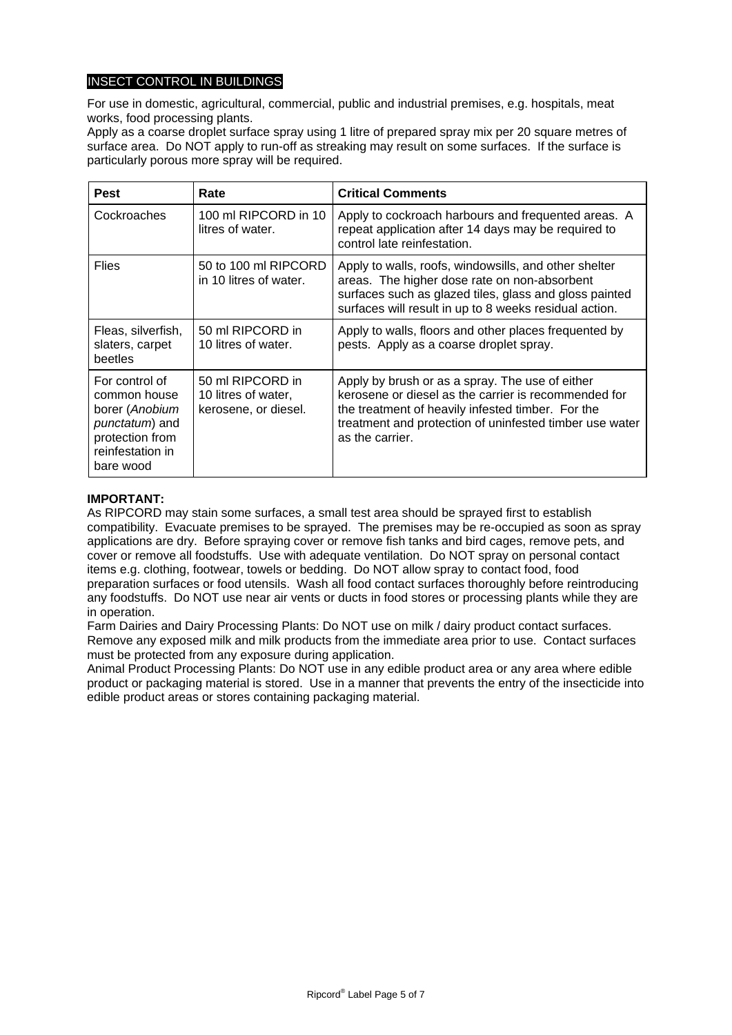## INSECT CONTROL IN BUILDINGS

For use in domestic, agricultural, commercial, public and industrial premises, e.g. hospitals, meat works, food processing plants.

Apply as a coarse droplet surface spray using 1 litre of prepared spray mix per 20 square metres of surface area. Do NOT apply to run-off as streaking may result on some surfaces. If the surface is particularly porous more spray will be required.

| Pest | Rate | Critical Comments |
|---|---|---|
| Cockroaches | 100 ml RIPCORD in 10 litres of water. | Apply to cockroach harbours and frequented areas. A repeat application after 14 days may be required to control late reinfestation. |
| Flies | 50 to 100 ml RIPCORD in 10 litres of water. | Apply to walls, roofs, windowsills, and other shelter areas. The higher dose rate on non-absorbent surfaces such as glazed tiles, glass and gloss painted surfaces will result in up to 8 weeks residual action. |
| Fleas, silverfish, slaters, carpet beetles | 50 ml RIPCORD in 10 litres of water. | Apply to walls, floors and other places frequented by pests. Apply as a coarse droplet spray. |
| For control of common house borer (*Anobium punctatum*) and protection from reinfestation in bare wood | 50 ml RIPCORD in 10 litres of water, kerosene, or diesel. | Apply by brush or as a spray. The use of either kerosene or diesel as the carrier is recommended for the treatment of heavily infested timber. For the treatment and protection of uninfested timber use water as the carrier. |

**IMPORTANT:**
As RIPCORD may stain some surfaces, a small test area should be sprayed first to establish compatibility. Evacuate premises to be sprayed. The premises may be re-occupied as soon as spray applications are dry. Before spraying cover or remove fish tanks and bird cages, remove pets, and cover or remove all foodstuffs. Use with adequate ventilation. Do NOT spray on personal contact items e.g. clothing, footwear, towels or bedding. Do NOT allow spray to contact food, food preparation surfaces or food utensils. Wash all food contact surfaces thoroughly before reintroducing any foodstuffs. Do NOT use near air vents or ducts in food stores or processing plants while they are in operation.

Farm Dairies and Dairy Processing Plants: Do NOT use on milk / dairy product contact surfaces. Remove any exposed milk and milk products from the immediate area prior to use. Contact surfaces must be protected from any exposure during application.

Animal Product Processing Plants: Do NOT use in any edible product area or any area where edible product or packaging material is stored. Use in a manner that prevents the entry of the insecticide into edible product areas or stores containing packaging material.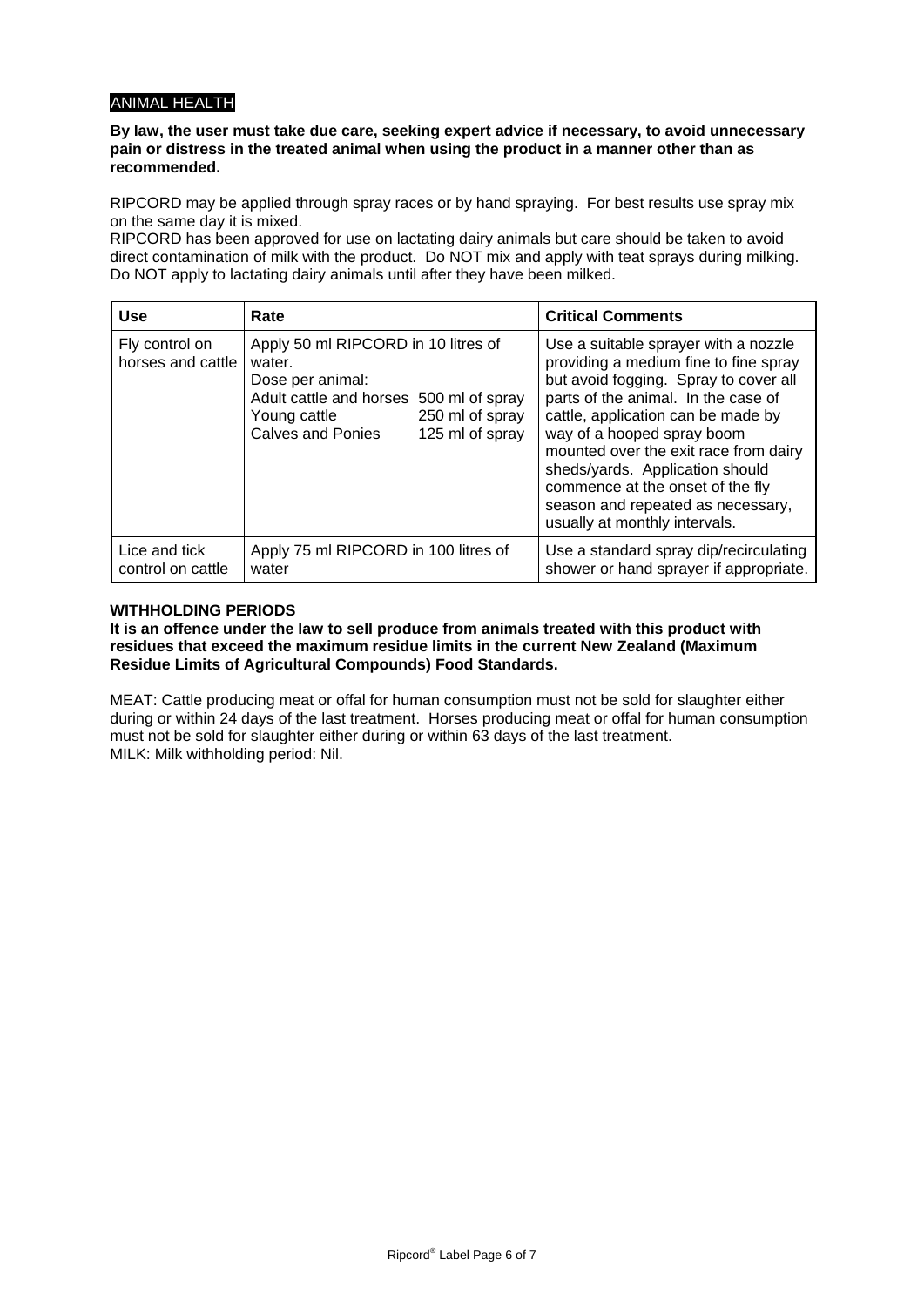## ANIMAL HEALTH

**By law, the user must take due care, seeking expert advice if necessary, to avoid unnecessary pain or distress in the treated animal when using the product in a manner other than as recommended.**

RIPCORD may be applied through spray races or by hand spraying. For best results use spray mix on the same day it is mixed.

RIPCORD has been approved for use on lactating dairy animals but care should be taken to avoid direct contamination of milk with the product. Do NOT mix and apply with teat sprays during milking. Do NOT apply to lactating dairy animals until after they have been milked.

| Use | Rate | Critical Comments |
|---|---|---|
| Fly control on horses and cattle | Apply 50 ml RIPCORD in 10 litres of water.<br>Dose per animal:<br>Adult cattle and horses 500 ml of spray<br>Young cattle 250 ml of spray<br>Calves and Ponies 125 ml of spray | Use a suitable sprayer with a nozzle providing a medium fine to fine spray but avoid fogging. Spray to cover all parts of the animal. In the case of cattle, application can be made by way of a hooped spray boom mounted over the exit race from dairy sheds/yards. Application should commence at the onset of the fly season and repeated as necessary, usually at monthly intervals. |
| Lice and tick control on cattle | Apply 75 ml RIPCORD in 100 litres of water | Use a standard spray dip/recirculating shower or hand sprayer if appropriate. |

**WITHHOLDING PERIODS**

**It is an offence under the law to sell produce from animals treated with this product with residues that exceed the maximum residue limits in the current New Zealand (Maximum Residue Limits of Agricultural Compounds) Food Standards.**

MEAT: Cattle producing meat or offal for human consumption must not be sold for slaughter either during or within 24 days of the last treatment. Horses producing meat or offal for human consumption must not be sold for slaughter either during or within 63 days of the last treatment.

MILK: Milk withholding period: Nil.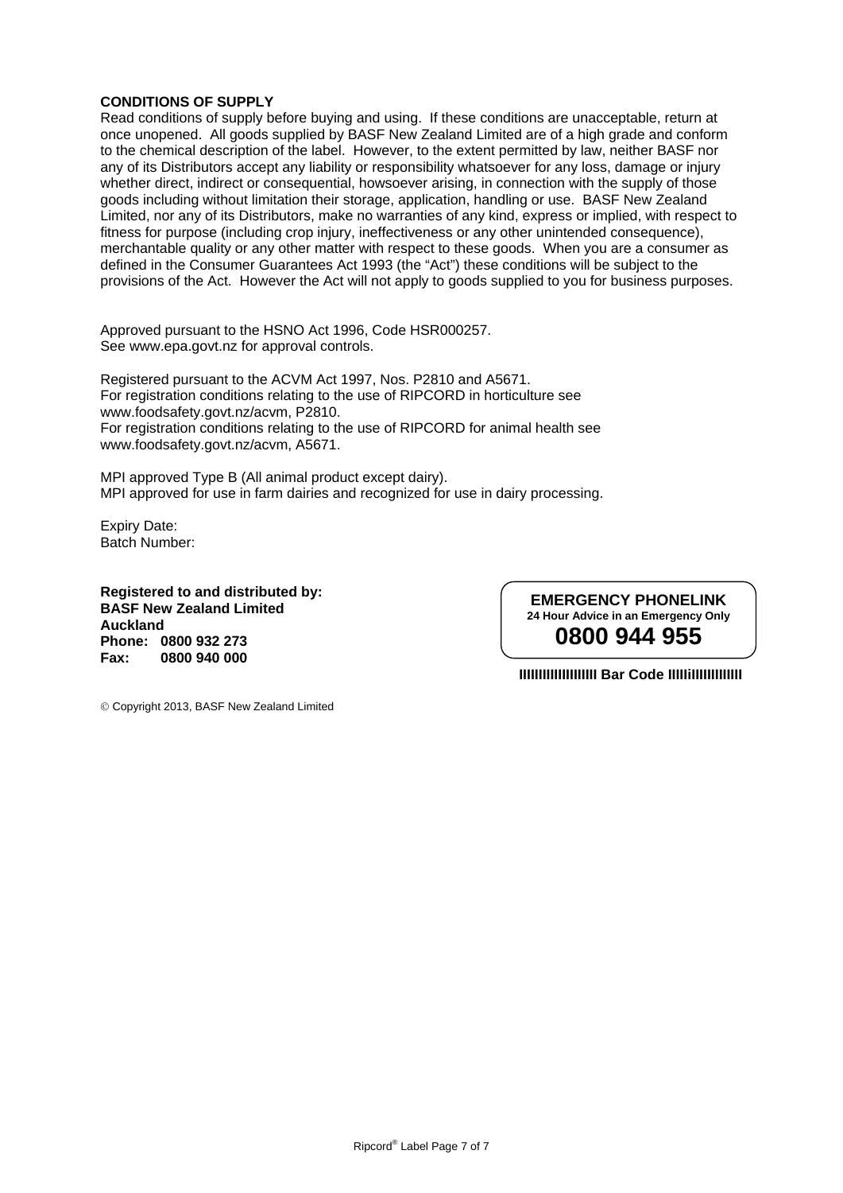**CONDITIONS OF SUPPLY**

Read conditions of supply before buying and using. If these conditions are unacceptable, return at once unopened. All goods supplied by BASF New Zealand Limited are of a high grade and conform to the chemical description of the label. However, to the extent permitted by law, neither BASF nor any of its Distributors accept any liability or responsibility whatsoever for any loss, damage or injury whether direct, indirect or consequential, howsoever arising, in connection with the supply of those goods including without limitation their storage, application, handling or use. BASF New Zealand Limited, nor any of its Distributors, make no warranties of any kind, express or implied, with respect to fitness for purpose (including crop injury, ineffectiveness or any other unintended consequence), merchantable quality or any other matter with respect to these goods. When you are a consumer as defined in the Consumer Guarantees Act 1993 (the "Act") these conditions will be subject to the provisions of the Act. However the Act will not apply to goods supplied to you for business purposes.

Approved pursuant to the HSNO Act 1996, Code HSR000257.
See www.epa.govt.nz for approval controls.

Registered pursuant to the ACVM Act 1997, Nos. P2810 and A5671.
For registration conditions relating to the use of RIPCORD in horticulture see www.foodsafety.govt.nz/acvm, P2810.
For registration conditions relating to the use of RIPCORD for animal health see www.foodsafety.govt.nz/acvm, A5671.

MPI approved Type B (All animal product except dairy).
MPI approved for use in farm dairies and recognized for use in dairy processing.

Expiry Date:
Batch Number:

**Registered to and distributed by:**
**BASF New Zealand Limited**
**Auckland**
**Phone: 0800 932 273**
**Fax: 0800 940 000**

**EMERGENCY PHONELINK**
**24 Hour Advice in an Emergency Only**
**0800 944 955**

**IIIIIIIIIIIIIIIIII Bar Code IIIIIIIIIIIIIIIII**

© Copyright 2013, BASF New Zealand Limited